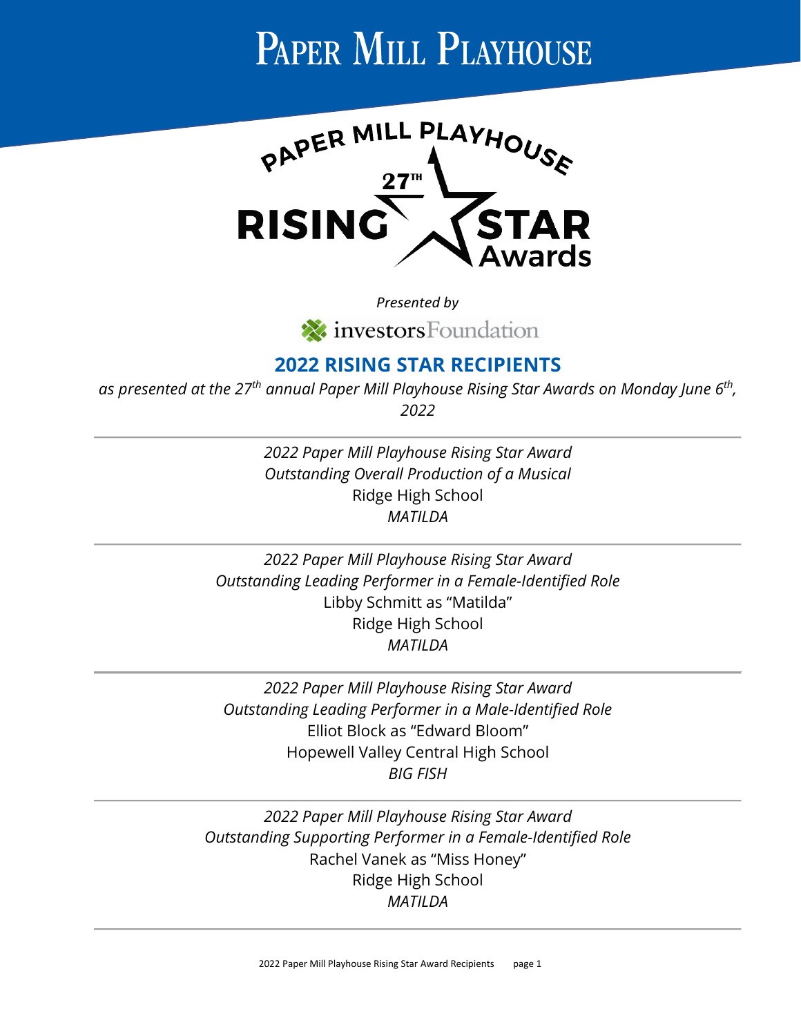# Paper Mill Playhouse

PAPER MILL PLAYHOUSE 27TH RISING STAR Awards

*Presented by*

investorsFoundation

## 2022 RISING STAR RECIPIENTS

*as presented at the 27th annual Paper Mill Playhouse Rising Star Awards on Monday June 6th, 2022*

---

*2022 Paper Mill Playhouse Rising Star Award*
*Outstanding Overall Production of a Musical*
Ridge High School
*MATILDA*

---

*2022 Paper Mill Playhouse Rising Star Award*
*Outstanding Leading Performer in a Female-Identified Role*
Libby Schmitt as "Matilda"
Ridge High School
*MATILDA*

---

*2022 Paper Mill Playhouse Rising Star Award*
*Outstanding Leading Performer in a Male-Identified Role*
Elliot Block as "Edward Bloom"
Hopewell Valley Central High School
*BIG FISH*

---

*2022 Paper Mill Playhouse Rising Star Award*
*Outstanding Supporting Performer in a Female-Identified Role*
Rachel Vanek as "Miss Honey"
Ridge High School
*MATILDA*

---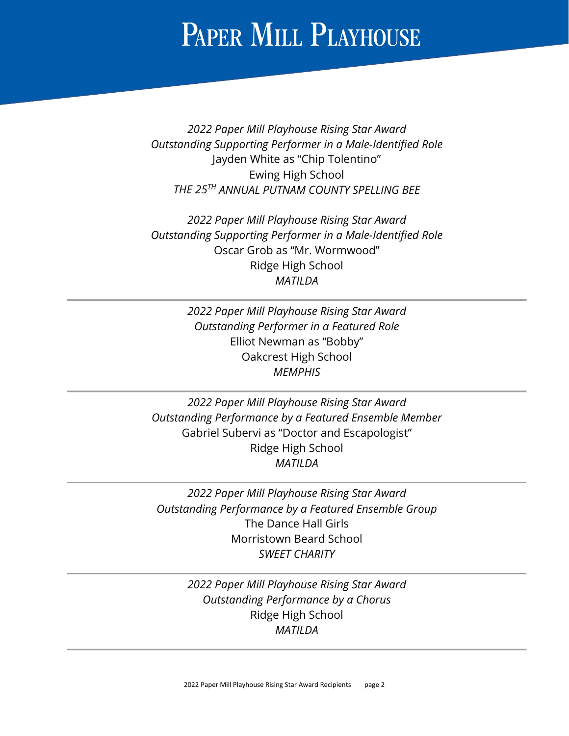# Paper Mill Playhouse

*2022 Paper Mill Playhouse Rising Star Award*
*Outstanding Supporting Performer in a Male-Identified Role*
Jayden White as "Chip Tolentino"
Ewing High School
*THE 25$^{TH}$ ANNUAL PUTNAM COUNTY SPELLING BEE*

*2022 Paper Mill Playhouse Rising Star Award*
*Outstanding Supporting Performer in a Male-Identified Role*
Oscar Grob as "Mr. Wormwood"
Ridge High School
*MATILDA*

---

*2022 Paper Mill Playhouse Rising Star Award*
*Outstanding Performer in a Featured Role*
Elliot Newman as "Bobby"
Oakcrest High School
*MEMPHIS*

---

*2022 Paper Mill Playhouse Rising Star Award*
*Outstanding Performance by a Featured Ensemble Member*
Gabriel Subervi as "Doctor and Escapologist"
Ridge High School
*MATILDA*

---

*2022 Paper Mill Playhouse Rising Star Award*
*Outstanding Performance by a Featured Ensemble Group*
The Dance Hall Girls
Morristown Beard School
*SWEET CHARITY*

---

*2022 Paper Mill Playhouse Rising Star Award*
*Outstanding Performance by a Chorus*
Ridge High School
*MATILDA*

---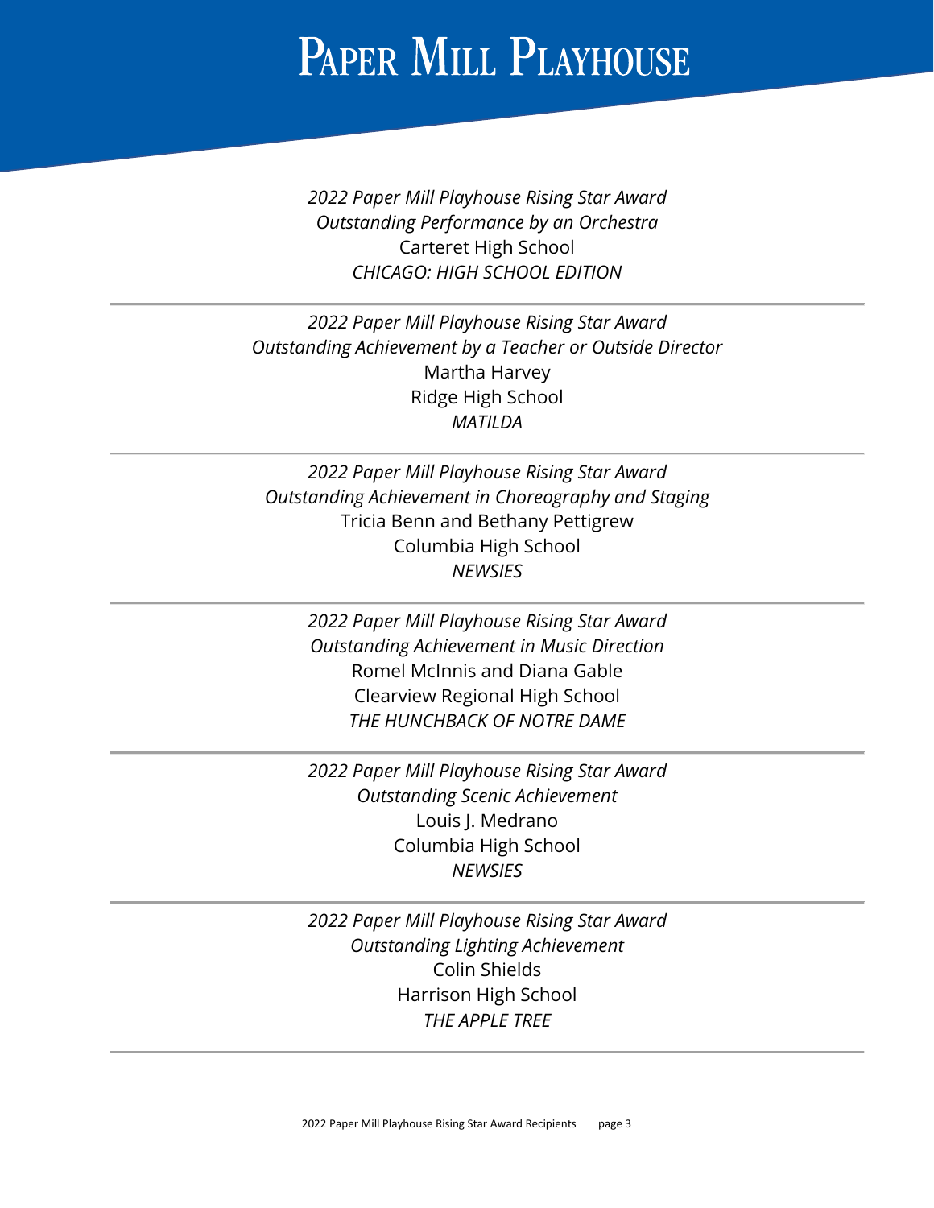*2022 Paper Mill Playhouse Rising Star Award*
*Outstanding Performance by an Orchestra*
Carteret High School
*CHICAGO: HIGH SCHOOL EDITION*

---

*2022 Paper Mill Playhouse Rising Star Award*
*Outstanding Achievement by a Teacher or Outside Director*
Martha Harvey
Ridge High School
*MATILDA*

---

*2022 Paper Mill Playhouse Rising Star Award*
*Outstanding Achievement in Choreography and Staging*
Tricia Benn and Bethany Pettigrew
Columbia High School
*NEWSIES*

---

*2022 Paper Mill Playhouse Rising Star Award*
*Outstanding Achievement in Music Direction*
Romel McInnis and Diana Gable
Clearview Regional High School
*THE HUNCHBACK OF NOTRE DAME*

---

*2022 Paper Mill Playhouse Rising Star Award*
*Outstanding Scenic Achievement*
Louis J. Medrano
Columbia High School
*NEWSIES*

---

*2022 Paper Mill Playhouse Rising Star Award*
*Outstanding Lighting Achievement*
Colin Shields
Harrison High School
*THE APPLE TREE*

---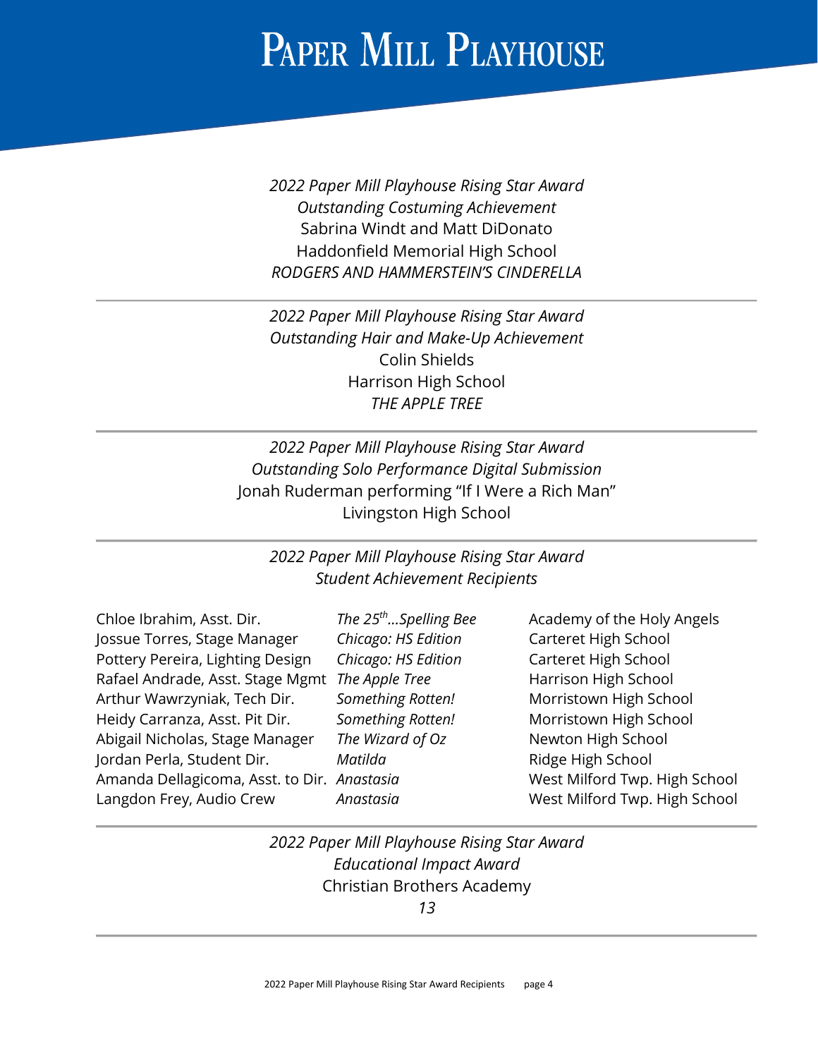# Paper Mill Playhouse

*2022 Paper Mill Playhouse Rising Star Award*
*Outstanding Costuming Achievement*
Sabrina Windt and Matt DiDonato
Haddonfield Memorial High School
*RODGERS AND HAMMERSTEIN'S CINDERELLA*

---

*2022 Paper Mill Playhouse Rising Star Award*
*Outstanding Hair and Make-Up Achievement*
Colin Shields
Harrison High School
*THE APPLE TREE*

---

*2022 Paper Mill Playhouse Rising Star Award*
*Outstanding Solo Performance Digital Submission*
Jonah Ruderman performing "If I Were a Rich Man"
Livingston High School

---

*2022 Paper Mill Playhouse Rising Star Award*
*Student Achievement Recipients*

| | | |
|---|---|---|
| Chloe Ibrahim, Asst. Dir. | *The 25th…Spelling Bee* | Academy of the Holy Angels |
| Jossue Torres, Stage Manager | *Chicago: HS Edition* | Carteret High School |
| Pottery Pereira, Lighting Design | *Chicago: HS Edition* | Carteret High School |
| Rafael Andrade, Asst. Stage Mgmt | *The Apple Tree* | Harrison High School |
| Arthur Wawrzyniak, Tech Dir. | *Something Rotten!* | Morristown High School |
| Heidy Carranza, Asst. Pit Dir. | *Something Rotten!* | Morristown High School |
| Abigail Nicholas, Stage Manager | *The Wizard of Oz* | Newton High School |
| Jordan Perla, Student Dir. | *Matilda* | Ridge High School |
| Amanda Dellagicoma, Asst. to Dir. | *Anastasia* | West Milford Twp. High School |
| Langdon Frey, Audio Crew | *Anastasia* | West Milford Twp. High School |

---

*2022 Paper Mill Playhouse Rising Star Award*
*Educational Impact Award*
Christian Brothers Academy
*13*

---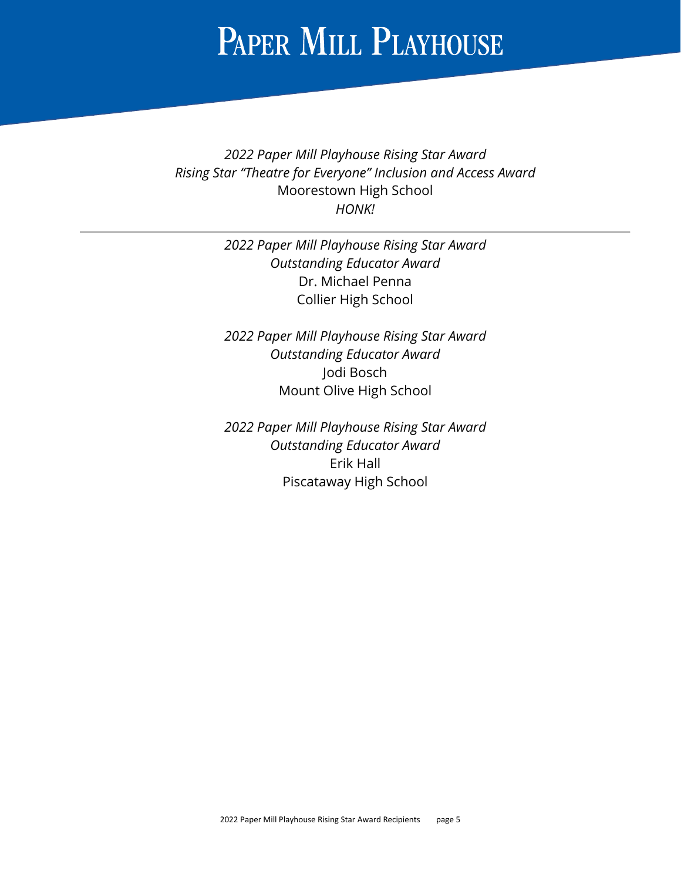# PAPER MILL PLAYHOUSE

*2022 Paper Mill Playhouse Rising Star Award*
*Rising Star "Theatre for Everyone" Inclusion and Access Award*
Moorestown High School
*HONK!*

---

*2022 Paper Mill Playhouse Rising Star Award*
*Outstanding Educator Award*
Dr. Michael Penna
Collier High School

*2022 Paper Mill Playhouse Rising Star Award*
*Outstanding Educator Award*
Jodi Bosch
Mount Olive High School

*2022 Paper Mill Playhouse Rising Star Award*
*Outstanding Educator Award*
Erik Hall
Piscataway High School